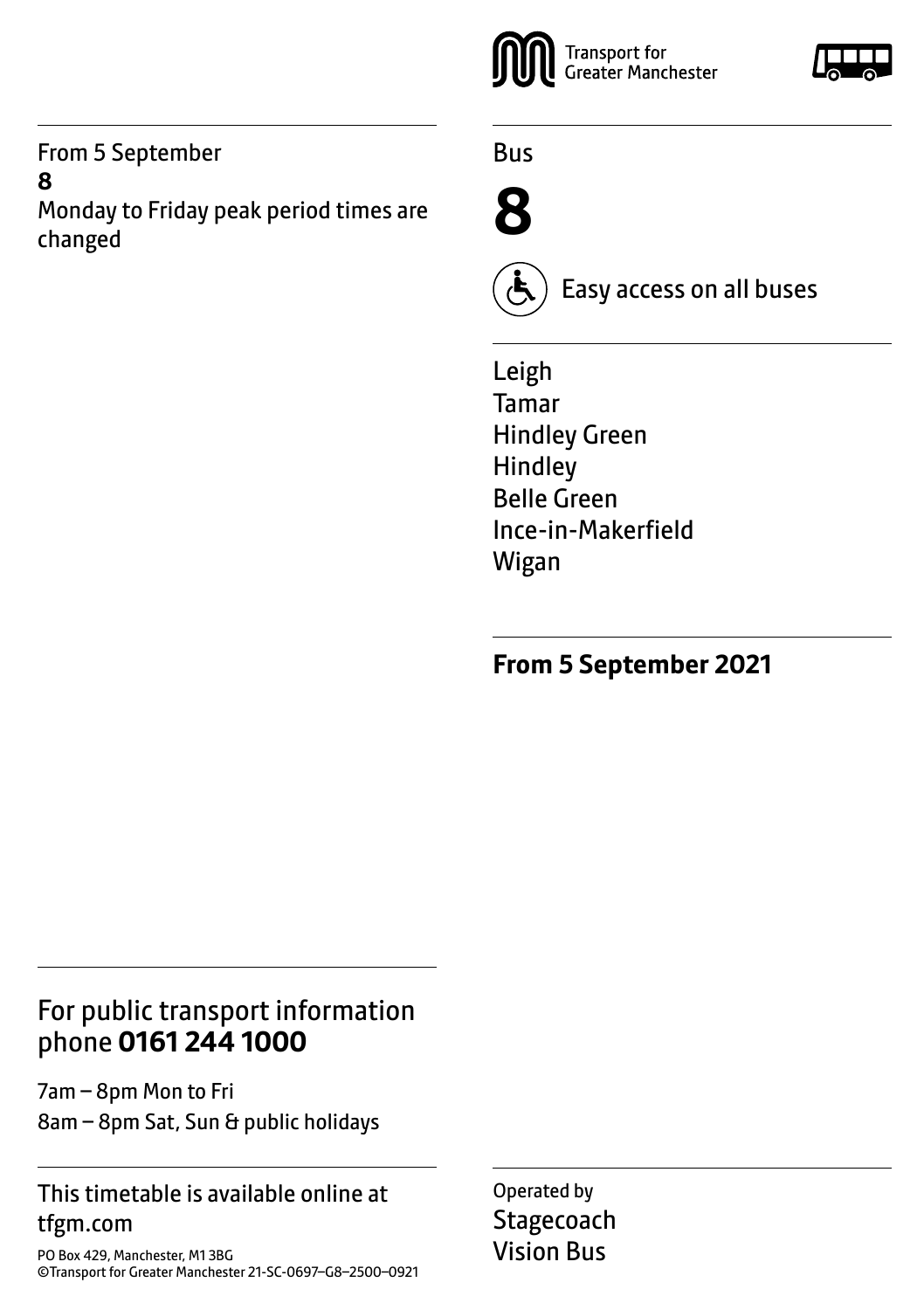From 5 September

**8**

Monday to Friday peak period times are changed

Transport for Greater Manchester

Bus

# 8

Easy access on all buses

Leigh
Tamar
Hindley Green
Hindley
Belle Green
Ince-in-Makerfield
Wigan

**From 5 September 2021**

For public transport information phone **0161 244 1000**

7am – 8pm Mon to Fri
8am – 8pm Sat, Sun & public holidays

This timetable is available online at tfgm.com

PO Box 429, Manchester, M1 3BG
©Transport for Greater Manchester 21-SC-0697–G8–2500–0921

Operated by
Stagecoach
Vision Bus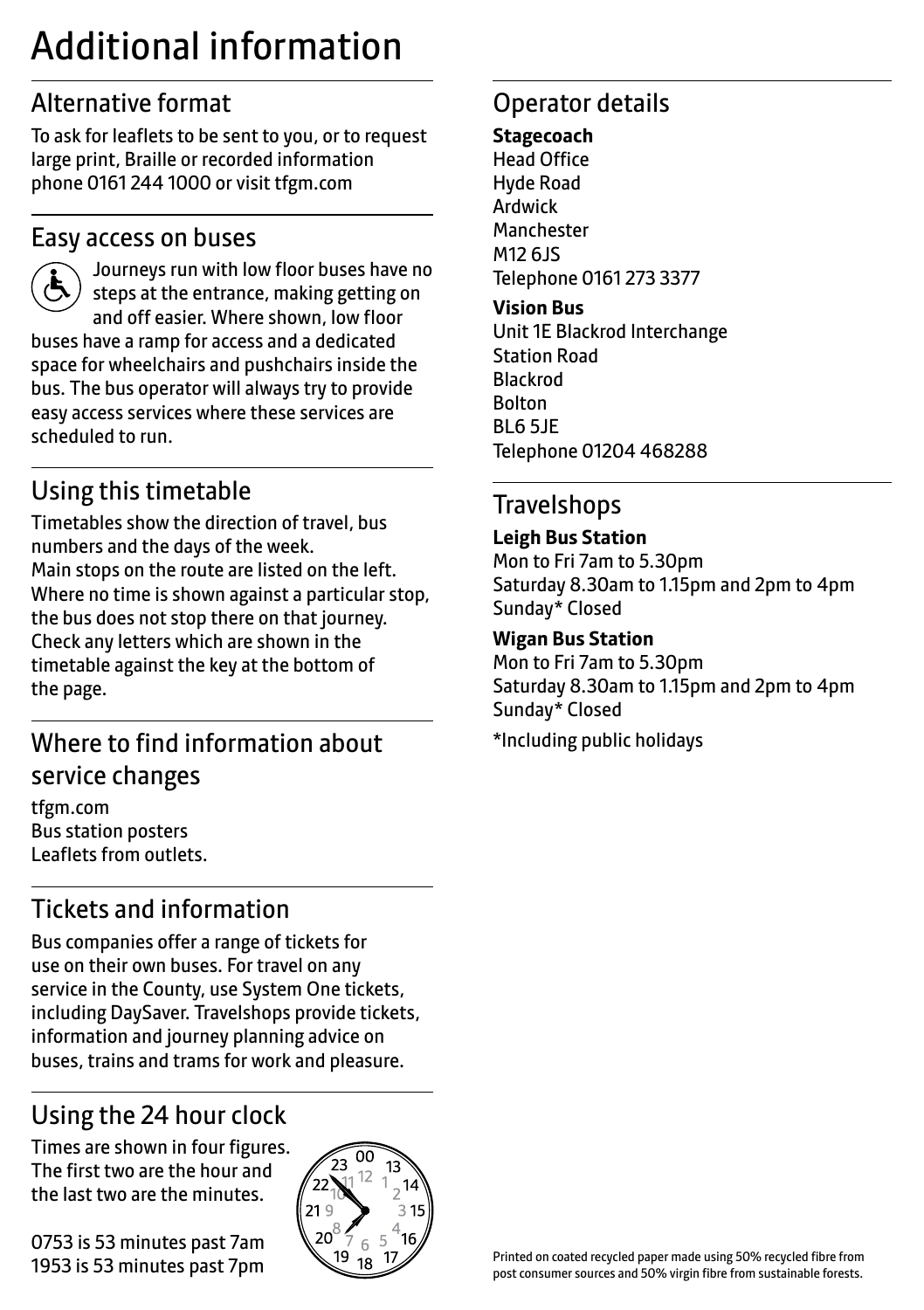# Additional information

## Alternative format

To ask for leaflets to be sent to you, or to request large print, Braille or recorded information phone 0161 244 1000 or visit tfgm.com

## Easy access on buses

Journeys run with low floor buses have no steps at the entrance, making getting on and off easier. Where shown, low floor buses have a ramp for access and a dedicated space for wheelchairs and pushchairs inside the bus. The bus operator will always try to provide easy access services where these services are scheduled to run.

## Using this timetable

Timetables show the direction of travel, bus numbers and the days of the week. Main stops on the route are listed on the left. Where no time is shown against a particular stop, the bus does not stop there on that journey. Check any letters which are shown in the timetable against the key at the bottom of the page.

## Where to find information about service changes

tfgm.com
Bus station posters
Leaflets from outlets.

## Tickets and information

Bus companies offer a range of tickets for use on their own buses. For travel on any service in the County, use System One tickets, including DaySaver. Travelshops provide tickets, information and journey planning advice on buses, trains and trams for work and pleasure.

## Using the 24 hour clock

Times are shown in four figures. The first two are the hour and the last two are the minutes.

0753 is 53 minutes past 7am
1953 is 53 minutes past 7pm

## Operator details

**Stagecoach**
Head Office
Hyde Road
Ardwick
Manchester
M12 6JS
Telephone 0161 273 3377

**Vision Bus**
Unit 1E Blackrod Interchange
Station Road
Blackrod
Bolton
BL6 5JE
Telephone 01204 468288

## Travelshops

**Leigh Bus Station**
Mon to Fri 7am to 5.30pm
Saturday 8.30am to 1.15pm and 2pm to 4pm
Sunday* Closed

**Wigan Bus Station**
Mon to Fri 7am to 5.30pm
Saturday 8.30am to 1.15pm and 2pm to 4pm
Sunday* Closed

*Including public holidays

Printed on coated recycled paper made using 50% recycled fibre from post consumer sources and 50% virgin fibre from sustainable forests.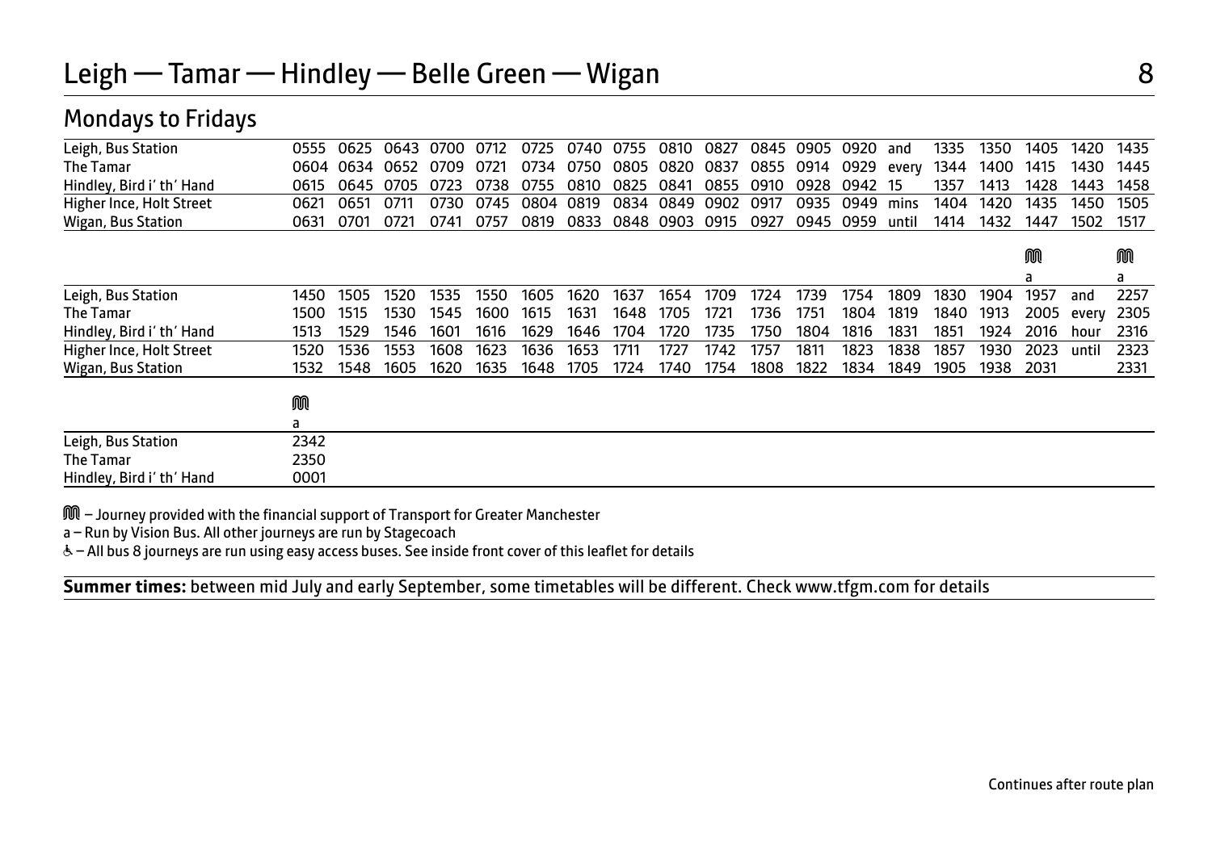# Leigh — Tamar — Hindley — Belle Green — Wigan

## Mondays to Fridays

| Leigh, Bus Station | 0555 | 0625 | 0643 | 0700 | 0712 | 0725 | 0740 | 0755 | 0810 | 0827 | 0845 | 0905 | 0920 | and | 1335 | 1350 | 1405 | 1420 | 1435 |
|---|---|---|---|---|---|---|---|---|---|---|---|---|---|---|---|---|---|---|---|
| The Tamar | 0604 | 0634 | 0652 | 0709 | 0721 | 0734 | 0750 | 0805 | 0820 | 0837 | 0855 | 0914 | 0929 | every | 1344 | 1400 | 1415 | 1430 | 1445 |
| Hindley, Bird i' th' Hand | 0615 | 0645 | 0705 | 0723 | 0738 | 0755 | 0810 | 0825 | 0841 | 0855 | 0910 | 0928 | 0942 | 15 | 1357 | 1413 | 1428 | 1443 | 1458 |
| Higher Ince, Holt Street | 0621 | 0651 | 0711 | 0730 | 0745 | 0804 | 0819 | 0834 | 0849 | 0902 | 0917 | 0935 | 0949 | mins | 1404 | 1420 | 1435 | 1450 | 1505 |
| Wigan, Bus Station | 0631 | 0701 | 0721 | 0741 | 0757 | 0819 | 0833 | 0848 | 0903 | 0915 | 0927 | 0945 | 0959 | until | 1414 | 1432 | 1447 | 1502 | 1517 |

| | | | | | | | | | | | | | | | | | M a | | M a |
|---|---|---|---|---|---|---|---|---|---|---|---|---|---|---|---|---|---|---|---|
| Leigh, Bus Station | 1450 | 1505 | 1520 | 1535 | 1550 | 1605 | 1620 | 1637 | 1654 | 1709 | 1724 | 1739 | 1754 | 1809 | 1830 | 1904 | 1957 | and | 2257 |
| The Tamar | 1500 | 1515 | 1530 | 1545 | 1600 | 1615 | 1631 | 1648 | 1705 | 1721 | 1736 | 1751 | 1804 | 1819 | 1840 | 1913 | 2005 | every | 2305 |
| Hindley, Bird i' th' Hand | 1513 | 1529 | 1546 | 1601 | 1616 | 1629 | 1646 | 1704 | 1720 | 1735 | 1750 | 1804 | 1816 | 1831 | 1851 | 1924 | 2016 | hour | 2316 |
| Higher Ince, Holt Street | 1520 | 1536 | 1553 | 1608 | 1623 | 1636 | 1653 | 1711 | 1727 | 1742 | 1757 | 1811 | 1823 | 1838 | 1857 | 1930 | 2023 | until | 2323 |
| Wigan, Bus Station | 1532 | 1548 | 1605 | 1620 | 1635 | 1648 | 1705 | 1724 | 1740 | 1754 | 1808 | 1822 | 1834 | 1849 | 1905 | 1938 | 2031 | | 2331 |

| | M a |
|---|---|
| Leigh, Bus Station | 2342 |
| The Tamar | 2350 |
| Hindley, Bird i' th' Hand | 0001 |

M – Journey provided with the financial support of Transport for Greater Manchester

a – Run by Vision Bus. All other journeys are run by Stagecoach

♿ – All bus 8 journeys are run using easy access buses. See inside front cover of this leaflet for details

**Summer times:** between mid July and early September, some timetables will be different. Check www.tfgm.com for details

Continues after route plan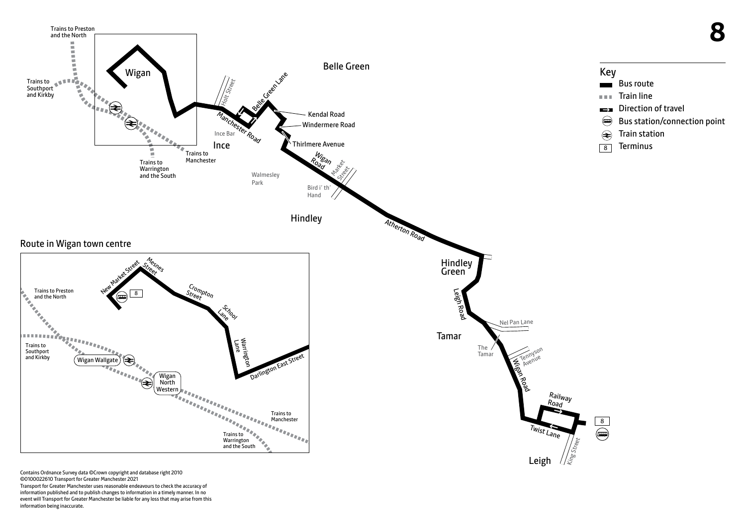# 8

## Key

- Bus route
- Train line
- Direction of travel
- Bus station/connection point
- Train station
- Terminus

Trains to Preston and the North

Trains to Southport and Kirkby

Trains to Warrington and the South

Trains to Manchester

Wigan

Holt Street

Belle Green Lane

Belle Green

Kendal Road

Windermere Road

Manchester Road

Ince Bar

Ince

Thirlmere Avenue

Wigan Road

Market Street

Walmesley Park

Bird i' th' Hand

Hindley

Atherton Road

Hindley Green

Leigh Road

Nel Pan Lane

Tamar

The Tamar

Tennyson Avenue

Wigan Road

Railway Road

Twist Lane

King Street

Leigh

## Route in Wigan town centre

Trains to Preston and the North

New Market Street

Mesnes Street

Crompton Street

School Lane

Warrington Lane

Darlington East Street

Trains to Southport and Kirkby

Wigan Wallgate

Wigan North Western

Trains to Manchester

Trains to Warrington and the South

Contains Ordnance Survey data ©Crown copyright and database right 2010
©0100022610 Transport for Greater Manchester 2021
Transport for Greater Manchester uses reasonable endeavours to check the accuracy of information published and to publish changes to information in a timely manner. In no event will Transport for Greater Manchester be liable for any loss that may arise from this information being inaccurate.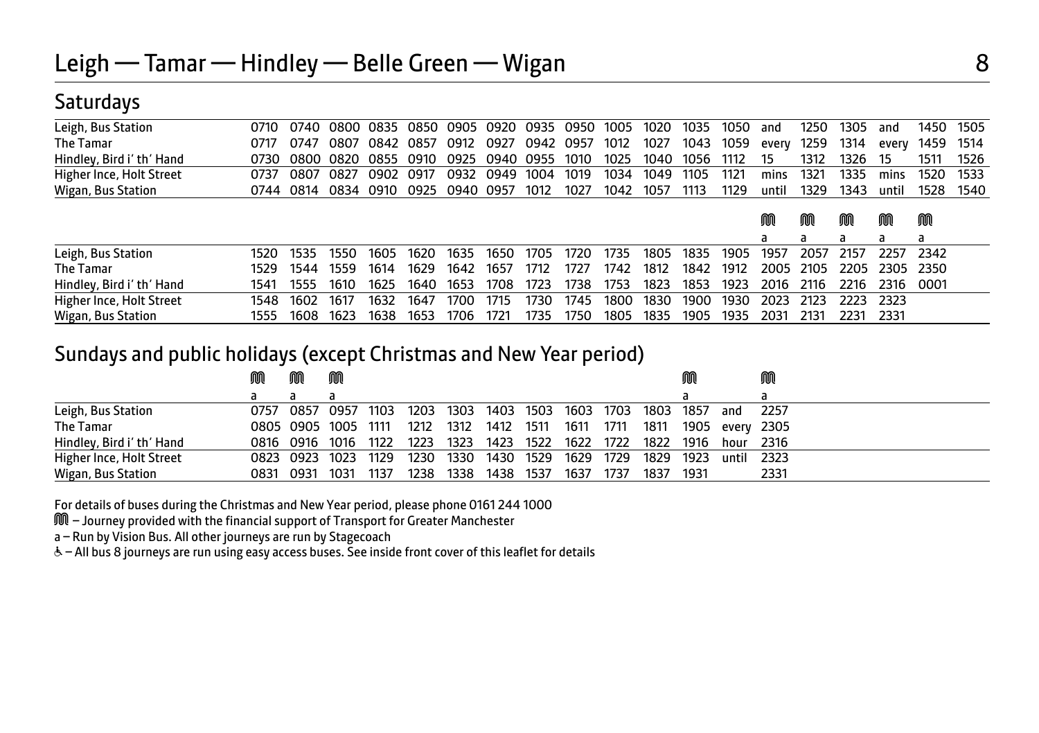# Leigh — Tamar — Hindley — Belle Green — Wigan 8

## Saturdays

| | | | | | | | | | | | | | | | | | | | |
|---|---|---|---|---|---|---|---|---|---|---|---|---|---|---|---|---|---|---|---|
| Leigh, Bus Station | 0710 | 0740 | 0800 | 0835 | 0850 | 0905 | 0920 | 0935 | 0950 | 1005 | 1020 | 1035 | 1050 | and | 1250 | 1305 | and | 1450 | 1505 |
| The Tamar | 0717 | 0747 | 0807 | 0842 | 0857 | 0912 | 0927 | 0942 | 0957 | 1012 | 1027 | 1043 | 1059 | every | 1259 | 1314 | every | 1459 | 1514 |
| Hindley, Bird i' th' Hand | 0730 | 0800 | 0820 | 0855 | 0910 | 0925 | 0940 | 0955 | 1010 | 1025 | 1040 | 1056 | 1112 | 15 | 1312 | 1326 | 15 | 1511 | 1526 |
| Higher Ince, Holt Street | 0737 | 0807 | 0827 | 0902 | 0917 | 0932 | 0949 | 1004 | 1019 | 1034 | 1049 | 1105 | 1121 | mins | 1321 | 1335 | mins | 1520 | 1533 |
| Wigan, Bus Station | 0744 | 0814 | 0834 | 0910 | 0925 | 0940 | 0957 | 1012 | 1027 | 1042 | 1057 | 1113 | 1129 | until | 1329 | 1343 | until | 1528 | 1540 |

| | | | | | | | | | | | | | | | | | | |
|---|---|---|---|---|---|---|---|---|---|---|---|---|---|---|---|---|---|---|
| | | | | | | | | | | | | | | M | M | M | M | M |
| | | | | | | | | | | | | | | a | a | a | a | a |
| Leigh, Bus Station | 1520 | 1535 | 1550 | 1605 | 1620 | 1635 | 1650 | 1705 | 1720 | 1735 | 1805 | 1835 | 1905 | 1957 | 2057 | 2157 | 2257 | 2342 |
| The Tamar | 1529 | 1544 | 1559 | 1614 | 1629 | 1642 | 1657 | 1712 | 1727 | 1742 | 1812 | 1842 | 1912 | 2005 | 2105 | 2205 | 2305 | 2350 |
| Hindley, Bird i' th' Hand | 1541 | 1555 | 1610 | 1625 | 1640 | 1653 | 1708 | 1723 | 1738 | 1753 | 1823 | 1853 | 1923 | 2016 | 2116 | 2216 | 2316 | 0001 |
| Higher Ince, Holt Street | 1548 | 1602 | 1617 | 1632 | 1647 | 1700 | 1715 | 1730 | 1745 | 1800 | 1830 | 1900 | 1930 | 2023 | 2123 | 2223 | 2323 | |
| Wigan, Bus Station | 1555 | 1608 | 1623 | 1638 | 1653 | 1706 | 1721 | 1735 | 1750 | 1805 | 1835 | 1905 | 1935 | 2031 | 2131 | 2231 | 2331 | |

## Sundays and public holidays (except Christmas and New Year period)

| | M | M | M | | | | | | | | | M | | M |
|---|---|---|---|---|---|---|---|---|---|---|---|---|---|---|
| | a | a | a | | | | | | | | | a | | a |
| Leigh, Bus Station | 0757 | 0857 | 0957 | 1103 | 1203 | 1303 | 1403 | 1503 | 1603 | 1703 | 1803 | 1857 | and | 2257 |
| The Tamar | 0805 | 0905 | 1005 | 1111 | 1212 | 1312 | 1412 | 1511 | 1611 | 1711 | 1811 | 1905 | every | 2305 |
| Hindley, Bird i' th' Hand | 0816 | 0916 | 1016 | 1122 | 1223 | 1323 | 1423 | 1522 | 1622 | 1722 | 1822 | 1916 | hour | 2316 |
| Higher Ince, Holt Street | 0823 | 0923 | 1023 | 1129 | 1230 | 1330 | 1430 | 1529 | 1629 | 1729 | 1829 | 1923 | until | 2323 |
| Wigan, Bus Station | 0831 | 0931 | 1031 | 1137 | 1238 | 1338 | 1438 | 1537 | 1637 | 1737 | 1837 | 1931 | | 2331 |

For details of buses during the Christmas and New Year period, please phone 0161 244 1000

M – Journey provided with the financial support of Transport for Greater Manchester

a – Run by Vision Bus. All other journeys are run by Stagecoach

♿ – All bus 8 journeys are run using easy access buses. See inside front cover of this leaflet for details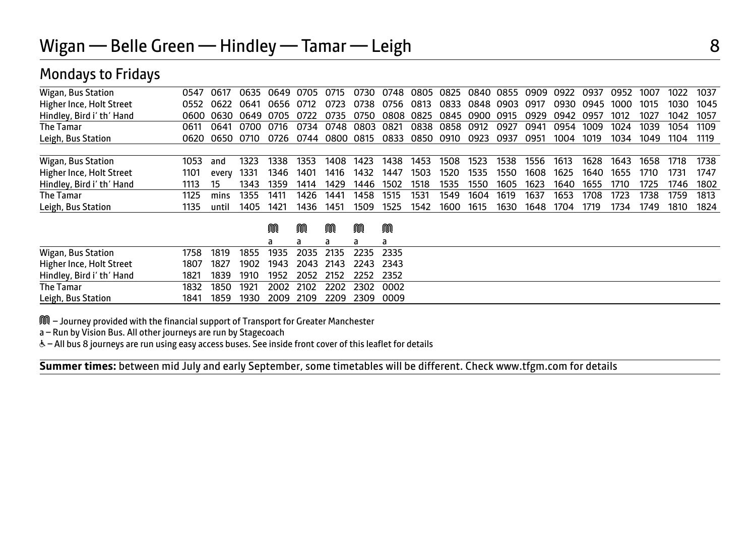# Wigan — Belle Green — Hindley — Tamar — Leigh

## Mondays to Fridays

| Wigan, Bus Station | 0547 | 0617 | 0635 | 0649 | 0705 | 0715 | 0730 | 0748 | 0805 | 0825 | 0840 | 0855 | 0909 | 0922 | 0937 | 0952 | 1007 | 1022 | 1037 |
|---|---|---|---|---|---|---|---|---|---|---|---|---|---|---|---|---|---|---|---|
| Higher Ince, Holt Street | 0552 | 0622 | 0641 | 0656 | 0712 | 0723 | 0738 | 0756 | 0813 | 0833 | 0848 | 0903 | 0917 | 0930 | 0945 | 1000 | 1015 | 1030 | 1045 |
| Hindley, Bird i' th' Hand | 0600 | 0630 | 0649 | 0705 | 0722 | 0735 | 0750 | 0808 | 0825 | 0845 | 0900 | 0915 | 0929 | 0942 | 0957 | 1012 | 1027 | 1042 | 1057 |
| The Tamar | 0611 | 0641 | 0700 | 0716 | 0734 | 0748 | 0803 | 0821 | 0838 | 0858 | 0912 | 0927 | 0941 | 0954 | 1009 | 1024 | 1039 | 1054 | 1109 |
| Leigh, Bus Station | 0620 | 0650 | 0710 | 0726 | 0744 | 0800 | 0815 | 0833 | 0850 | 0910 | 0923 | 0937 | 0951 | 1004 | 1019 | 1034 | 1049 | 1104 | 1119 |

| Wigan, Bus Station | 1053 | and | 1323 | 1338 | 1353 | 1408 | 1423 | 1438 | 1453 | 1508 | 1523 | 1538 | 1556 | 1613 | 1628 | 1643 | 1658 | 1718 | 1738 |
|---|---|---|---|---|---|---|---|---|---|---|---|---|---|---|---|---|---|---|---|
| Higher Ince, Holt Street | 1101 | every | 1331 | 1346 | 1401 | 1416 | 1432 | 1447 | 1503 | 1520 | 1535 | 1550 | 1608 | 1625 | 1640 | 1655 | 1710 | 1731 | 1747 |
| Hindley, Bird i' th' Hand | 1113 | 15 | 1343 | 1359 | 1414 | 1429 | 1446 | 1502 | 1518 | 1535 | 1550 | 1605 | 1623 | 1640 | 1655 | 1710 | 1725 | 1746 | 1802 |
| The Tamar | 1125 | mins | 1355 | 1411 | 1426 | 1441 | 1458 | 1515 | 1531 | 1549 | 1604 | 1619 | 1637 | 1653 | 1708 | 1723 | 1738 | 1759 | 1813 |
| Leigh, Bus Station | 1135 | until | 1405 | 1421 | 1436 | 1451 | 1509 | 1525 | 1542 | 1600 | 1615 | 1630 | 1648 | 1704 | 1719 | 1734 | 1749 | 1810 | 1824 |

| | | | | M | M | M | M | M |
|---|---|---|---|---|---|---|---|---|
| | | | | a | a | a | a | a |
| Wigan, Bus Station | 1758 | 1819 | 1855 | 1935 | 2035 | 2135 | 2235 | 2335 |
| Higher Ince, Holt Street | 1807 | 1827 | 1902 | 1943 | 2043 | 2143 | 2243 | 2343 |
| Hindley, Bird i' th' Hand | 1821 | 1839 | 1910 | 1952 | 2052 | 2152 | 2252 | 2352 |
| The Tamar | 1832 | 1850 | 1921 | 2002 | 2102 | 2202 | 2302 | 0002 |
| Leigh, Bus Station | 1841 | 1859 | 1930 | 2009 | 2109 | 2209 | 2309 | 0009 |

M – Journey provided with the financial support of Transport for Greater Manchester

a – Run by Vision Bus. All other journeys are run by Stagecoach

♿ – All bus 8 journeys are run using easy access buses. See inside front cover of this leaflet for details

**Summer times:** between mid July and early September, some timetables will be different. Check www.tfgm.com for details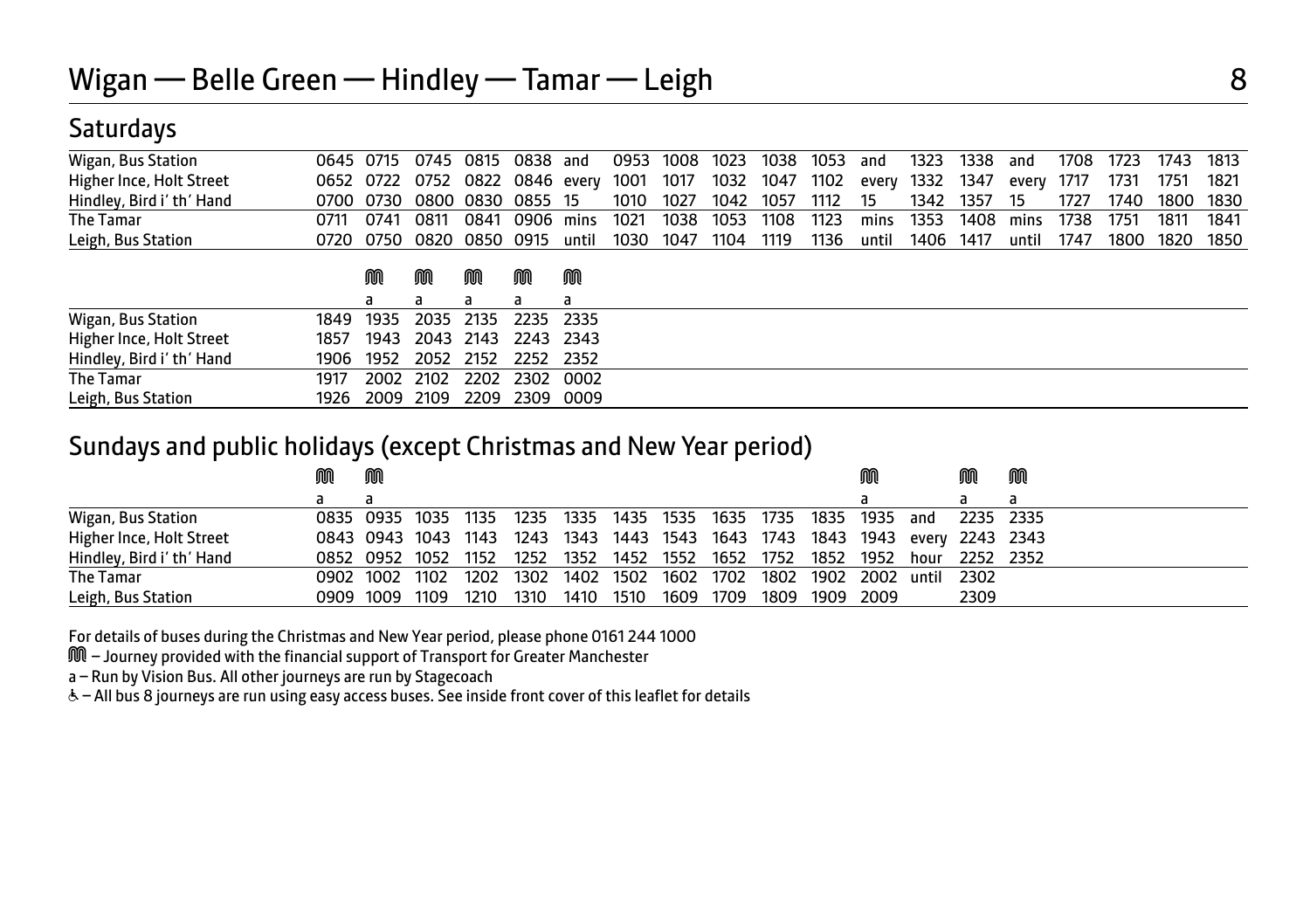# Wigan — Belle Green — Hindley — Tamar — Leigh

## Saturdays

| | | | | | | | | | | | | | | | | | | | | |
|---|---|---|---|---|---|---|---|---|---|---|---|---|---|---|---|---|---|---|---|---|
| Wigan, Bus Station | 0645 | 0715 | 0745 | 0815 | 0838 | and | 0953 | 1008 | 1023 | 1038 | 1053 | and | 1323 | 1338 | and | 1708 | 1723 | 1743 | 1813 |
| Higher Ince, Holt Street | 0652 | 0722 | 0752 | 0822 | 0846 | every | 1001 | 1017 | 1032 | 1047 | 1102 | every | 1332 | 1347 | every | 1717 | 1731 | 1751 | 1821 |
| Hindley, Bird i' th' Hand | 0700 | 0730 | 0800 | 0830 | 0855 | 15 | 1010 | 1027 | 1042 | 1057 | 1112 | 15 | 1342 | 1357 | 15 | 1727 | 1740 | 1800 | 1830 |
| The Tamar | 0711 | 0741 | 0811 | 0841 | 0906 | mins | 1021 | 1038 | 1053 | 1108 | 1123 | mins | 1353 | 1408 | mins | 1738 | 1751 | 1811 | 1841 |
| Leigh, Bus Station | 0720 | 0750 | 0820 | 0850 | 0915 | until | 1030 | 1047 | 1104 | 1119 | 1136 | until | 1406 | 1417 | until | 1747 | 1800 | 1820 | 1850 |

| | | | | | | |
|---|---|---|---|---|---|---|
| | | M | M | M | M | M |
| | | a | a | a | a | a |
| Wigan, Bus Station | 1849 | 1935 | 2035 | 2135 | 2235 | 2335 |
| Higher Ince, Holt Street | 1857 | 1943 | 2043 | 2143 | 2243 | 2343 |
| Hindley, Bird i' th' Hand | 1906 | 1952 | 2052 | 2152 | 2252 | 2352 |
| The Tamar | 1917 | 2002 | 2102 | 2202 | 2302 | 0002 |
| Leigh, Bus Station | 1926 | 2009 | 2109 | 2209 | 2309 | 0009 |

## Sundays and public holidays (except Christmas and New Year period)

| | | | | | | | | | | | | | | | |
|---|---|---|---|---|---|---|---|---|---|---|---|---|---|---|---|
| | M | M | | | | | | | | | | M | | M | M |
| | a | a | | | | | | | | | | a | | a | a |
| Wigan, Bus Station | 0835 | 0935 | 1035 | 1135 | 1235 | 1335 | 1435 | 1535 | 1635 | 1735 | 1835 | 1935 | and | 2235 | 2335 |
| Higher Ince, Holt Street | 0843 | 0943 | 1043 | 1143 | 1243 | 1343 | 1443 | 1543 | 1643 | 1743 | 1843 | 1943 | every | 2243 | 2343 |
| Hindley, Bird i' th' Hand | 0852 | 0952 | 1052 | 1152 | 1252 | 1352 | 1452 | 1552 | 1652 | 1752 | 1852 | 1952 | hour | 2252 | 2352 |
| The Tamar | 0902 | 1002 | 1102 | 1202 | 1302 | 1402 | 1502 | 1602 | 1702 | 1802 | 1902 | 2002 | until | 2302 | |
| Leigh, Bus Station | 0909 | 1009 | 1109 | 1210 | 1310 | 1410 | 1510 | 1609 | 1709 | 1809 | 1909 | 2009 | | 2309 | |

For details of buses during the Christmas and New Year period, please phone 0161 244 1000

M – Journey provided with the financial support of Transport for Greater Manchester

a – Run by Vision Bus. All other journeys are run by Stagecoach

♿ – All bus 8 journeys are run using easy access buses. See inside front cover of this leaflet for details